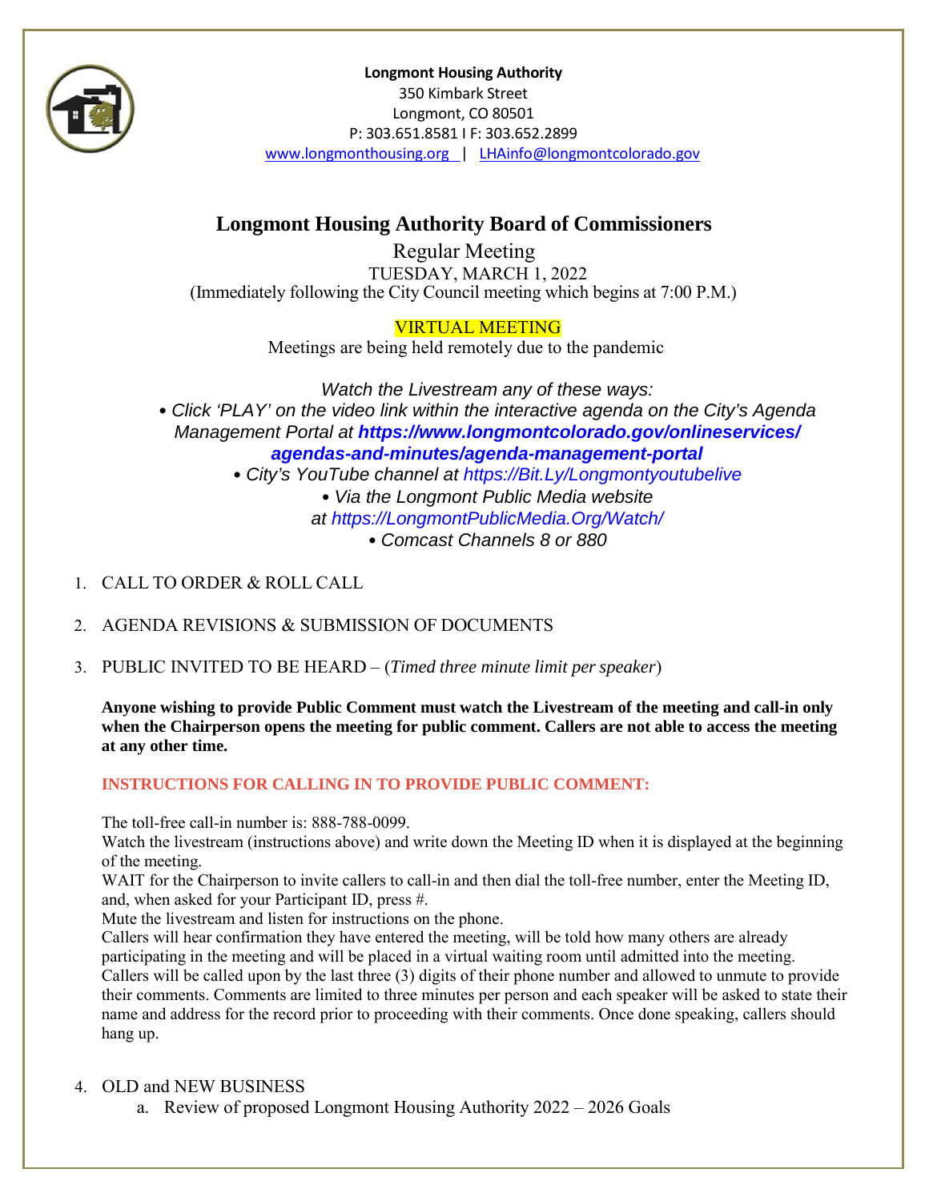**Longmont Housing Authority**
350 Kimbark Street
Longmont, CO 80501
P: 303.651.8581 I F: 303.652.2899
www.longmonthousing.org | LHAinfo@longmontcolorado.gov

# Longmont Housing Authority Board of Commissioners

## Regular Meeting

TUESDAY, MARCH 1, 2022
(Immediately following the City Council meeting which begins at 7:00 P.M.)

VIRTUAL MEETING
Meetings are being held remotely due to the pandemic

*Watch the Livestream any of these ways:*
*• Click 'PLAY' on the video link within the interactive agenda on the City's Agenda Management Portal at* ***https://www.longmontcolorado.gov/onlineservices/agendas-and-minutes/agenda-management-portal***
*• City's YouTube channel at https://Bit.Ly/Longmontyoutubelive*
*• Via the Longmont Public Media website at https://LongmontPublicMedia.Org/Watch/*
*• Comcast Channels 8 or 880*

1. CALL TO ORDER & ROLL CALL

2. AGENDA REVISIONS & SUBMISSION OF DOCUMENTS

3. PUBLIC INVITED TO BE HEARD – (*Timed three minute limit per speaker*)

   **Anyone wishing to provide Public Comment must watch the Livestream of the meeting and call-in only when the Chairperson opens the meeting for public comment. Callers are not able to access the meeting at any other time.**

   **INSTRUCTIONS FOR CALLING IN TO PROVIDE PUBLIC COMMENT:**

   The toll-free call-in number is: 888-788-0099.
   Watch the livestream (instructions above) and write down the Meeting ID when it is displayed at the beginning of the meeting.
   WAIT for the Chairperson to invite callers to call-in and then dial the toll-free number, enter the Meeting ID, and, when asked for your Participant ID, press #.
   Mute the livestream and listen for instructions on the phone.
   Callers will hear confirmation they have entered the meeting, will be told how many others are already participating in the meeting and will be placed in a virtual waiting room until admitted into the meeting.
   Callers will be called upon by the last three (3) digits of their phone number and allowed to unmute to provide their comments. Comments are limited to three minutes per person and each speaker will be asked to state their name and address for the record prior to proceeding with their comments. Once done speaking, callers should hang up.

4. OLD and NEW BUSINESS
   a. Review of proposed Longmont Housing Authority 2022 – 2026 Goals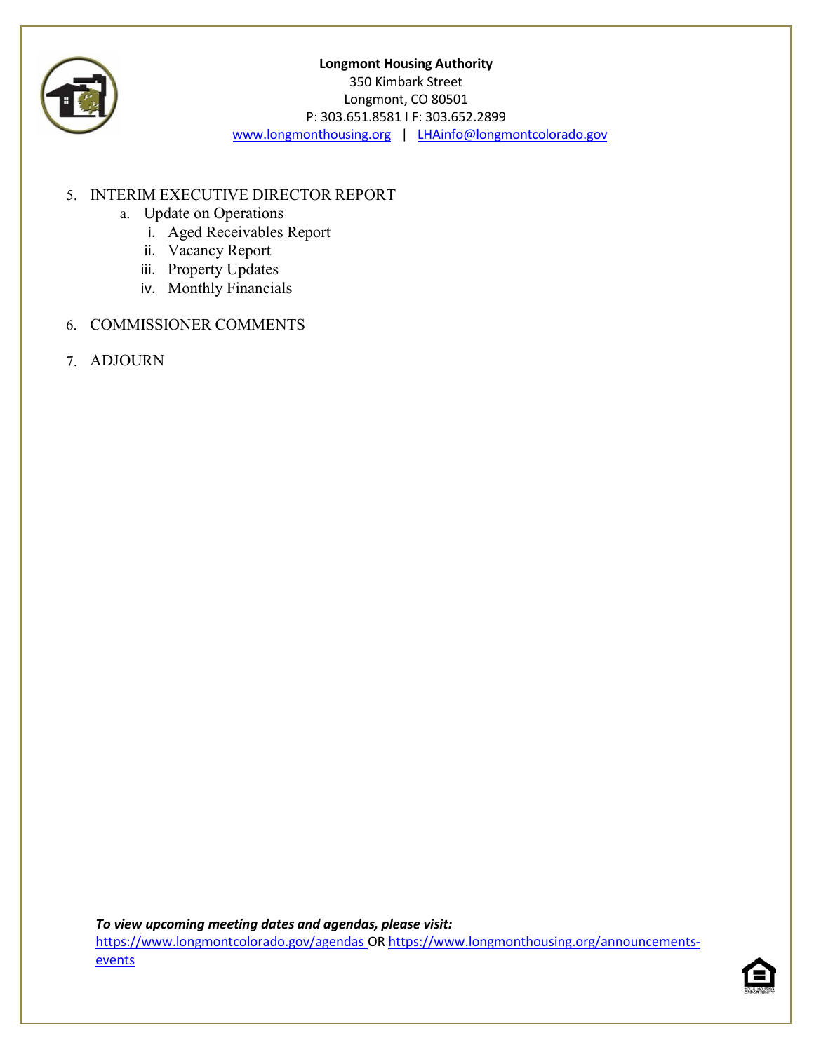**Longmont Housing Authority**
350 Kimbark Street
Longmont, CO 80501
P: 303.651.8581 I F: 303.652.2899
www.longmonthousing.org | LHAinfo@longmontcolorado.gov

5. INTERIM EXECUTIVE DIRECTOR REPORT
   a. Update on Operations
      i. Aged Receivables Report
      ii. Vacancy Report
      iii. Property Updates
      iv. Monthly Financials

6. COMMISSIONER COMMENTS

7. ADJOURN

***To view upcoming meeting dates and agendas, please visit:***
https://www.longmontcolorado.gov/agendas OR https://www.longmonthousing.org/announcements-events